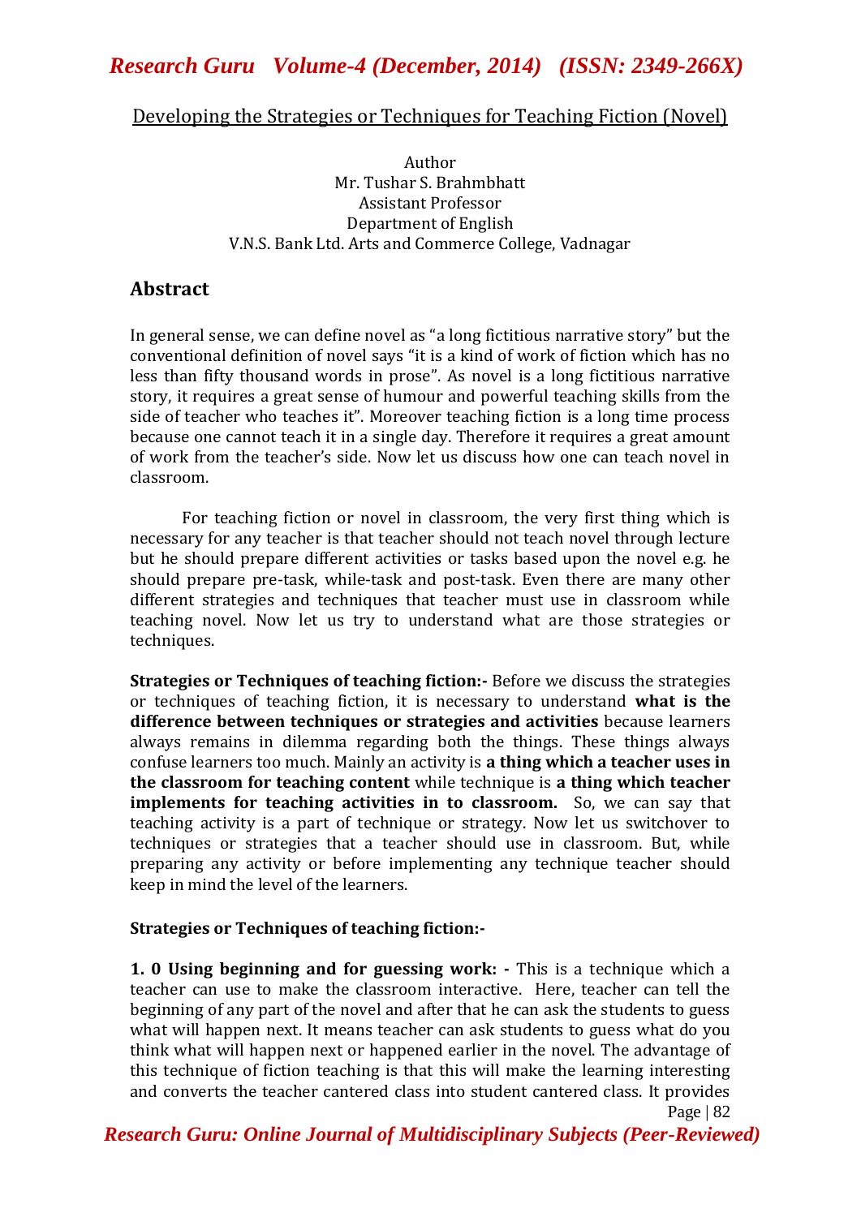# Developing the Strategies or Techniques for Teaching Fiction (Novel)

Author
Mr. Tushar S. Brahmbhatt
Assistant Professor
Department of English
V.N.S. Bank Ltd. Arts and Commerce College, Vadnagar

## Abstract

In general sense, we can define novel as "a long fictitious narrative story" but the conventional definition of novel says "it is a kind of work of fiction which has no less than fifty thousand words in prose". As novel is a long fictitious narrative story, it requires a great sense of humour and powerful teaching skills from the side of teacher who teaches it". Moreover teaching fiction is a long time process because one cannot teach it in a single day. Therefore it requires a great amount of work from the teacher's side. Now let us discuss how one can teach novel in classroom.

For teaching fiction or novel in classroom, the very first thing which is necessary for any teacher is that teacher should not teach novel through lecture but he should prepare different activities or tasks based upon the novel e.g. he should prepare pre-task, while-task and post-task. Even there are many other different strategies and techniques that teacher must use in classroom while teaching novel. Now let us try to understand what are those strategies or techniques.

**Strategies or Techniques of teaching fiction:-** Before we discuss the strategies or techniques of teaching fiction, it is necessary to understand **what is the difference between techniques or strategies and activities** because learners always remains in dilemma regarding both the things. These things always confuse learners too much. Mainly an activity is **a thing which a teacher uses in the classroom for teaching content** while technique is **a thing which teacher implements for teaching activities in to classroom.** So, we can say that teaching activity is a part of technique or strategy. Now let us switchover to techniques or strategies that a teacher should use in classroom. But, while preparing any activity or before implementing any technique teacher should keep in mind the level of the learners.

**Strategies or Techniques of teaching fiction:-**

**1. 0 Using beginning and for guessing work: -** This is a technique which a teacher can use to make the classroom interactive. Here, teacher can tell the beginning of any part of the novel and after that he can ask the students to guess what will happen next. It means teacher can ask students to guess what do you think what will happen next or happened earlier in the novel. The advantage of this technique of fiction teaching is that this will make the learning interesting and converts the teacher cantered class into student cantered class. It provides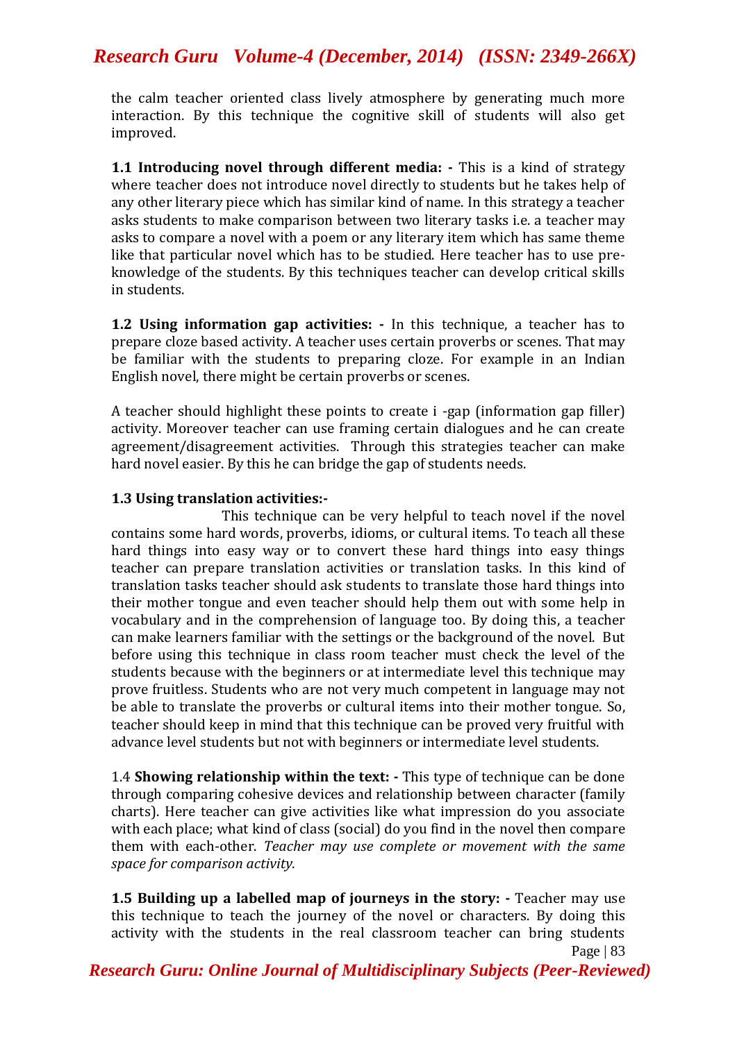the calm teacher oriented class lively atmosphere by generating much more interaction. By this technique the cognitive skill of students will also get improved.

**1.1 Introducing novel through different media: -** This is a kind of strategy where teacher does not introduce novel directly to students but he takes help of any other literary piece which has similar kind of name. In this strategy a teacher asks students to make comparison between two literary tasks i.e. a teacher may asks to compare a novel with a poem or any literary item which has same theme like that particular novel which has to be studied. Here teacher has to use pre-knowledge of the students. By this techniques teacher can develop critical skills in students.

**1.2 Using information gap activities: -** In this technique, a teacher has to prepare cloze based activity. A teacher uses certain proverbs or scenes. That may be familiar with the students to preparing cloze. For example in an Indian English novel, there might be certain proverbs or scenes.

A teacher should highlight these points to create i -gap (information gap filler) activity. Moreover teacher can use framing certain dialogues and he can create agreement/disagreement activities. Through this strategies teacher can make hard novel easier. By this he can bridge the gap of students needs.

**1.3 Using translation activities:-**

This technique can be very helpful to teach novel if the novel contains some hard words, proverbs, idioms, or cultural items. To teach all these hard things into easy way or to convert these hard things into easy things teacher can prepare translation activities or translation tasks. In this kind of translation tasks teacher should ask students to translate those hard things into their mother tongue and even teacher should help them out with some help in vocabulary and in the comprehension of language too. By doing this, a teacher can make learners familiar with the settings or the background of the novel. But before using this technique in class room teacher must check the level of the students because with the beginners or at intermediate level this technique may prove fruitless. Students who are not very much competent in language may not be able to translate the proverbs or cultural items into their mother tongue. So, teacher should keep in mind that this technique can be proved very fruitful with advance level students but not with beginners or intermediate level students.

1.4 **Showing relationship within the text: -** This type of technique can be done through comparing cohesive devices and relationship between character (family charts). Here teacher can give activities like what impression do you associate with each place; what kind of class (social) do you find in the novel then compare them with each-other. *Teacher may use complete or movement with the same space for comparison activity.*

**1.5 Building up a labelled map of journeys in the story: -** Teacher may use this technique to teach the journey of the novel or characters. By doing this activity with the students in the real classroom teacher can bring students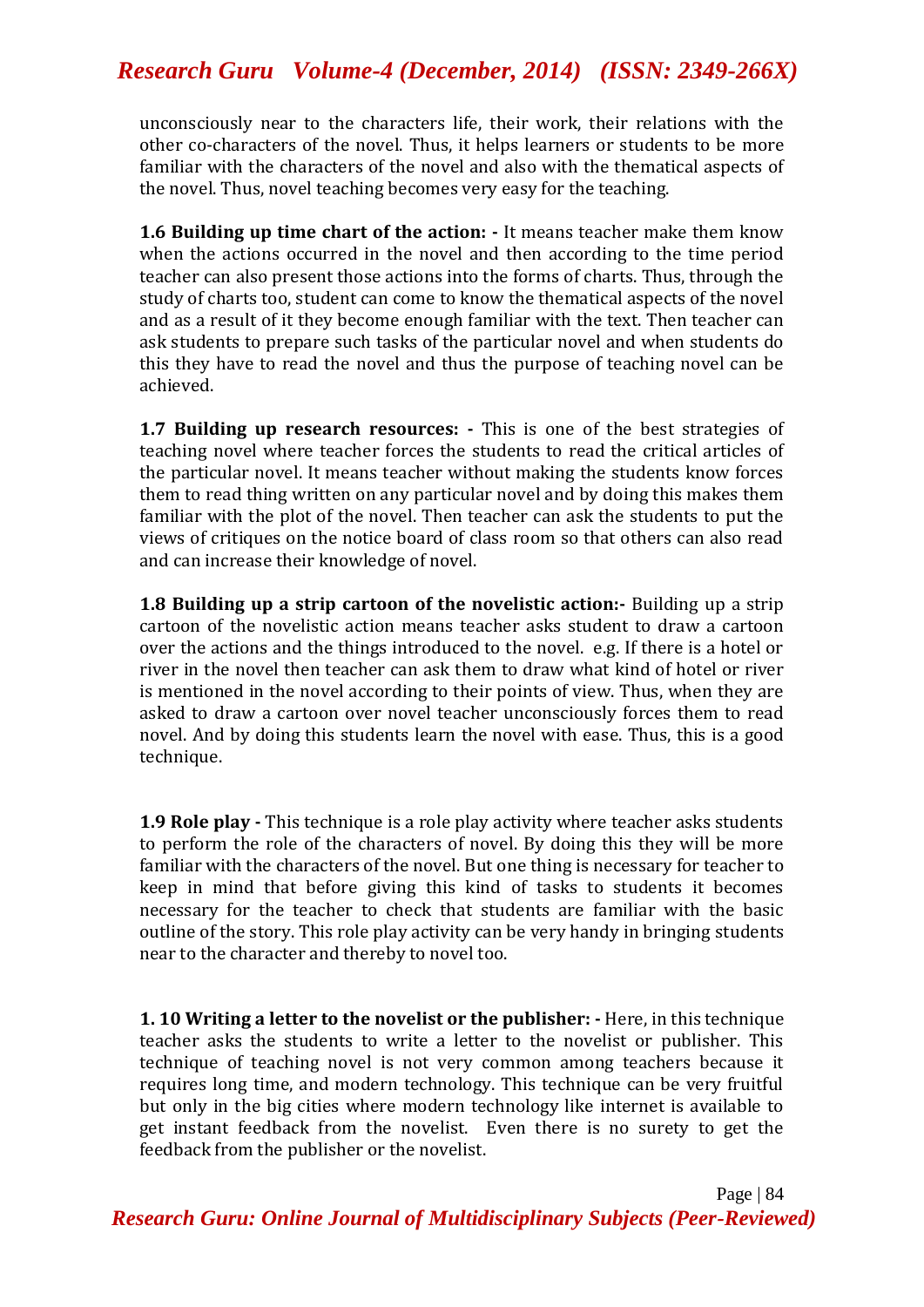unconsciously near to the characters life, their work, their relations with the other co-characters of the novel. Thus, it helps learners or students to be more familiar with the characters of the novel and also with the thematical aspects of the novel. Thus, novel teaching becomes very easy for the teaching.

**1.6 Building up time chart of the action: -** It means teacher make them know when the actions occurred in the novel and then according to the time period teacher can also present those actions into the forms of charts. Thus, through the study of charts too, student can come to know the thematical aspects of the novel and as a result of it they become enough familiar with the text. Then teacher can ask students to prepare such tasks of the particular novel and when students do this they have to read the novel and thus the purpose of teaching novel can be achieved.

**1.7 Building up research resources: -** This is one of the best strategies of teaching novel where teacher forces the students to read the critical articles of the particular novel. It means teacher without making the students know forces them to read thing written on any particular novel and by doing this makes them familiar with the plot of the novel. Then teacher can ask the students to put the views of critiques on the notice board of class room so that others can also read and can increase their knowledge of novel.

**1.8 Building up a strip cartoon of the novelistic action:-** Building up a strip cartoon of the novelistic action means teacher asks student to draw a cartoon over the actions and the things introduced to the novel. e.g. If there is a hotel or river in the novel then teacher can ask them to draw what kind of hotel or river is mentioned in the novel according to their points of view. Thus, when they are asked to draw a cartoon over novel teacher unconsciously forces them to read novel. And by doing this students learn the novel with ease. Thus, this is a good technique.

**1.9 Role play -** This technique is a role play activity where teacher asks students to perform the role of the characters of novel. By doing this they will be more familiar with the characters of the novel. But one thing is necessary for teacher to keep in mind that before giving this kind of tasks to students it becomes necessary for the teacher to check that students are familiar with the basic outline of the story. This role play activity can be very handy in bringing students near to the character and thereby to novel too.

**1. 10 Writing a letter to the novelist or the publisher: -** Here, in this technique teacher asks the students to write a letter to the novelist or publisher. This technique of teaching novel is not very common among teachers because it requires long time, and modern technology. This technique can be very fruitful but only in the big cities where modern technology like internet is available to get instant feedback from the novelist. Even there is no surety to get the feedback from the publisher or the novelist.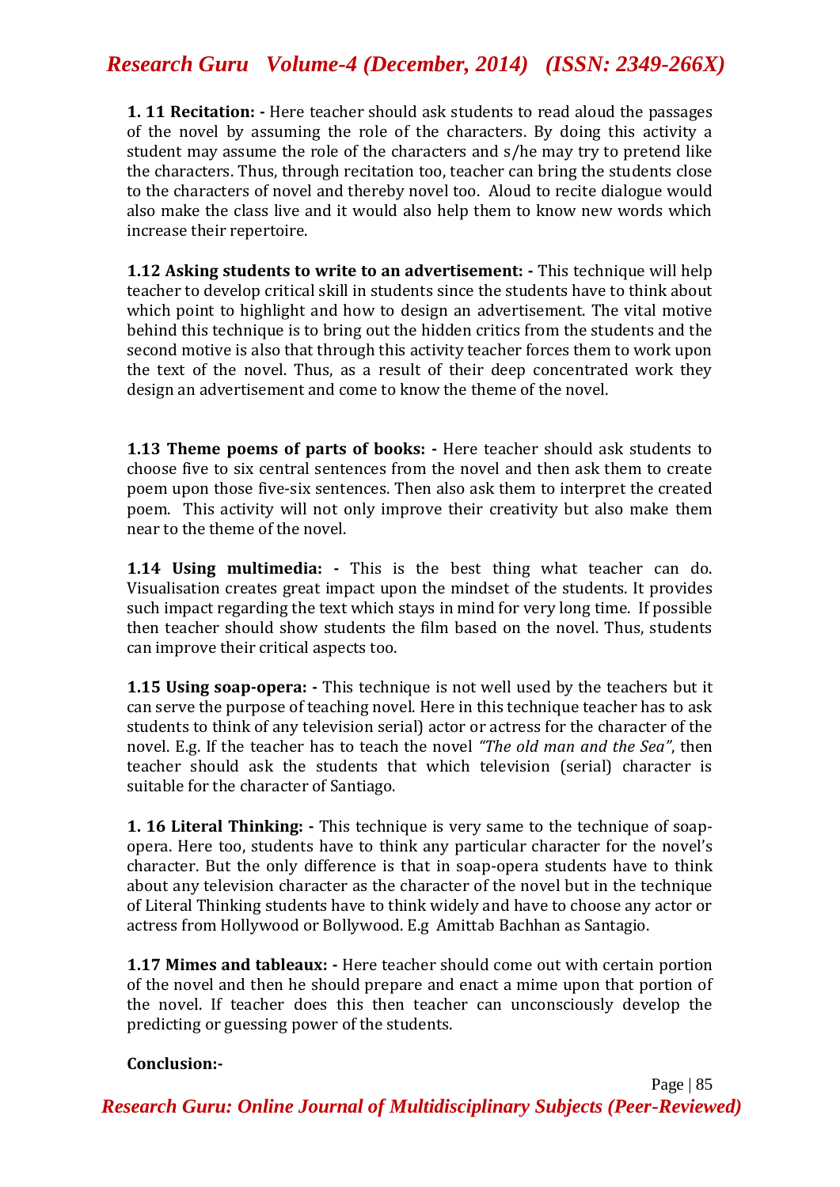**1. 11 Recitation: -** Here teacher should ask students to read aloud the passages of the novel by assuming the role of the characters. By doing this activity a student may assume the role of the characters and s/he may try to pretend like the characters. Thus, through recitation too, teacher can bring the students close to the characters of novel and thereby novel too. Aloud to recite dialogue would also make the class live and it would also help them to know new words which increase their repertoire.

**1.12 Asking students to write to an advertisement: -** This technique will help teacher to develop critical skill in students since the students have to think about which point to highlight and how to design an advertisement. The vital motive behind this technique is to bring out the hidden critics from the students and the second motive is also that through this activity teacher forces them to work upon the text of the novel. Thus, as a result of their deep concentrated work they design an advertisement and come to know the theme of the novel.

**1.13 Theme poems of parts of books: -** Here teacher should ask students to choose five to six central sentences from the novel and then ask them to create poem upon those five-six sentences. Then also ask them to interpret the created poem. This activity will not only improve their creativity but also make them near to the theme of the novel.

**1.14 Using multimedia: -** This is the best thing what teacher can do. Visualisation creates great impact upon the mindset of the students. It provides such impact regarding the text which stays in mind for very long time. If possible then teacher should show students the film based on the novel. Thus, students can improve their critical aspects too.

**1.15 Using soap-opera: -** This technique is not well used by the teachers but it can serve the purpose of teaching novel. Here in this technique teacher has to ask students to think of any television serial) actor or actress for the character of the novel. E.g. If the teacher has to teach the novel *"The old man and the Sea"*, then teacher should ask the students that which television (serial) character is suitable for the character of Santiago.

**1. 16 Literal Thinking: -** This technique is very same to the technique of soap-opera. Here too, students have to think any particular character for the novel's character. But the only difference is that in soap-opera students have to think about any television character as the character of the novel but in the technique of Literal Thinking students have to think widely and have to choose any actor or actress from Hollywood or Bollywood. E.g Amittab Bachhan as Santagio.

**1.17 Mimes and tableaux: -** Here teacher should come out with certain portion of the novel and then he should prepare and enact a mime upon that portion of the novel. If teacher does this then teacher can unconsciously develop the predicting or guessing power of the students.

**Conclusion:-**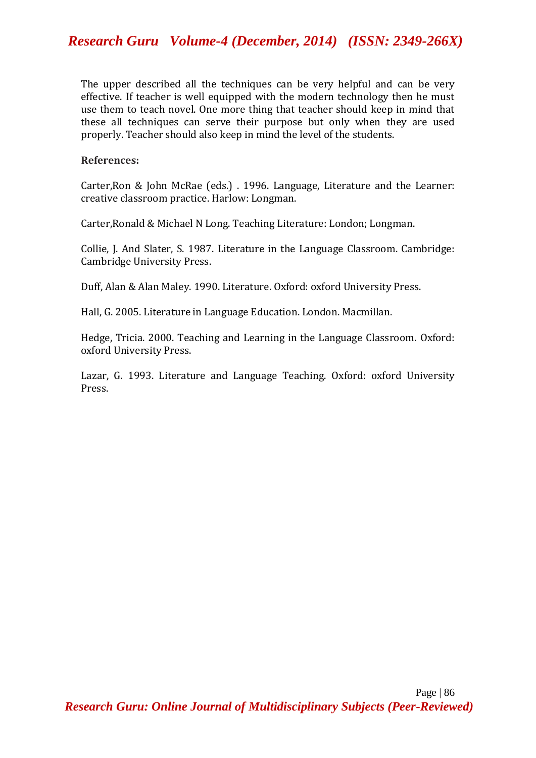The upper described all the techniques can be very helpful and can be very effective. If teacher is well equipped with the modern technology then he must use them to teach novel. One more thing that teacher should keep in mind that these all techniques can serve their purpose but only when they are used properly. Teacher should also keep in mind the level of the students.

**References:**

Carter,Ron & John McRae (eds.) . 1996. Language, Literature and the Learner: creative classroom practice. Harlow: Longman.

Carter,Ronald & Michael N Long. Teaching Literature: London; Longman.

Collie, J. And Slater, S. 1987. Literature in the Language Classroom. Cambridge: Cambridge University Press.

Duff, Alan & Alan Maley. 1990. Literature. Oxford: oxford University Press.

Hall, G. 2005. Literature in Language Education. London. Macmillan.

Hedge, Tricia. 2000. Teaching and Learning in the Language Classroom. Oxford: oxford University Press.

Lazar, G. 1993. Literature and Language Teaching. Oxford: oxford University Press.